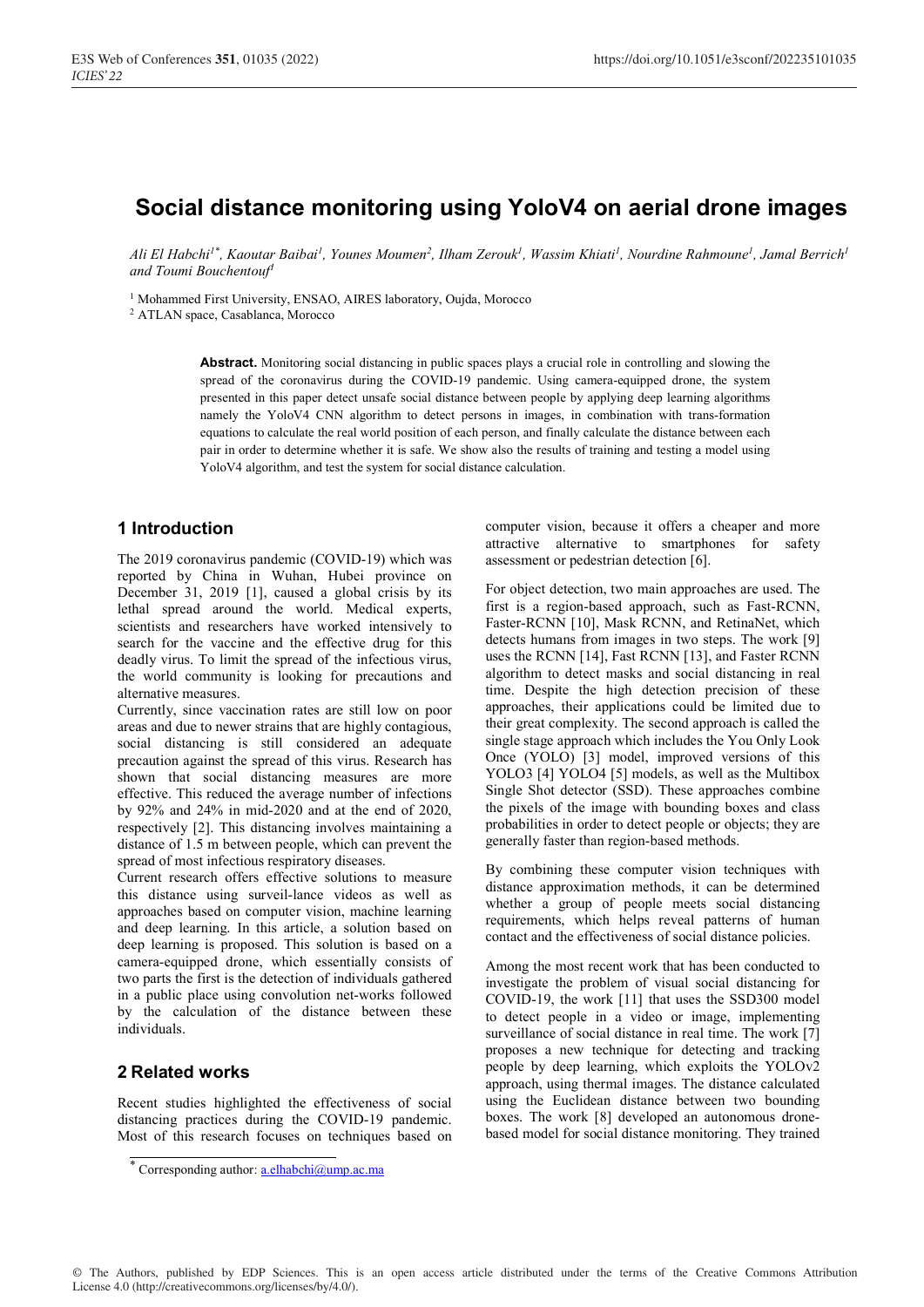# Social distance monitoring using YoloV4 on aerial drone images

*Ali El Habchi[1*], Kaoutar Baibai[1], Younes Moumen[2], Ilham Zerouk[1], Wassim Khiati[1], Nourdine Rahmoune[1], Jamal Berrich[1] and Toumi Bouchentouf[1]*

[1] Mohammed First University, ENSAO, AIRES laboratory, Oujda, Morocco

[2] ATLAN space, Casablanca, Morocco

**Abstract.** Monitoring social distancing in public spaces plays a crucial role in controlling and slowing the spread of the coronavirus during the COVID-19 pandemic. Using camera-equipped drone, the system presented in this paper detect unsafe social distance between people by applying deep learning algorithms namely the YoloV4 CNN algorithm to detect persons in images, in combination with trans-formation equations to calculate the real world position of each person, and finally calculate the distance between each pair in order to determine whether it is safe. We show also the results of training and testing a model using YoloV4 algorithm, and test the system for social distance calculation.

## 1 Introduction

The 2019 coronavirus pandemic (COVID-19) which was reported by China in Wuhan, Hubei province on December 31, 2019 [1], caused a global crisis by its lethal spread around the world. Medical experts, scientists and researchers have worked intensively to search for the vaccine and the effective drug for this deadly virus. To limit the spread of the infectious virus, the world community is looking for precautions and alternative measures.

Currently, since vaccination rates are still low on poor areas and due to newer strains that are highly contagious, social distancing is still considered an adequate precaution against the spread of this virus. Research has shown that social distancing measures are more effective. This reduced the average number of infections by 92% and 24% in mid-2020 and at the end of 2020, respectively [2]. This distancing involves maintaining a distance of 1.5 m between people, which can prevent the spread of most infectious respiratory diseases.

Current research offers effective solutions to measure this distance using surveil-lance videos as well as approaches based on computer vision, machine learning and deep learning. In this article, a solution based on deep learning is proposed. This solution is based on a camera-equipped drone, which essentially consists of two parts the first is the detection of individuals gathered in a public place using convolution net-works followed by the calculation of the distance between these individuals.

## 2 Related works

Recent studies highlighted the effectiveness of social distancing practices during the COVID-19 pandemic. Most of this research focuses on techniques based on computer vision, because it offers a cheaper and more attractive alternative to smartphones for safety assessment or pedestrian detection [6].

For object detection, two main approaches are used. The first is a region-based approach, such as Fast-RCNN, Faster-RCNN [10], Mask RCNN, and RetinaNet, which detects humans from images in two steps. The work [9] uses the RCNN [14], Fast RCNN [13], and Faster RCNN algorithm to detect masks and social distancing in real time. Despite the high detection precision of these approaches, their applications could be limited due to their great complexity. The second approach is called the single stage approach which includes the You Only Look Once (YOLO) [3] model, improved versions of this YOLO3 [4] YOLO4 [5] models, as well as the Multibox Single Shot detector (SSD). These approaches combine the pixels of the image with bounding boxes and class probabilities in order to detect people or objects; they are generally faster than region-based methods.

By combining these computer vision techniques with distance approximation methods, it can be determined whether a group of people meets social distancing requirements, which helps reveal patterns of human contact and the effectiveness of social distance policies.

Among the most recent work that has been conducted to investigate the problem of visual social distancing for COVID-19, the work [11] that uses the SSD300 model to detect people in a video or image, implementing surveillance of social distance in real time. The work [7] proposes a new technique for detecting and tracking people by deep learning, which exploits the YOLOv2 approach, using thermal images. The distance calculated using the Euclidean distance between two bounding boxes. The work [8] developed an autonomous drone-based model for social distance monitoring. They trained

[*] Corresponding author: a.elhabchi@ump.ac.ma

© The Authors, published by EDP Sciences. This is an open access article distributed under the terms of the Creative Commons Attribution License 4.0 (http://creativecommons.org/licenses/by/4.0/).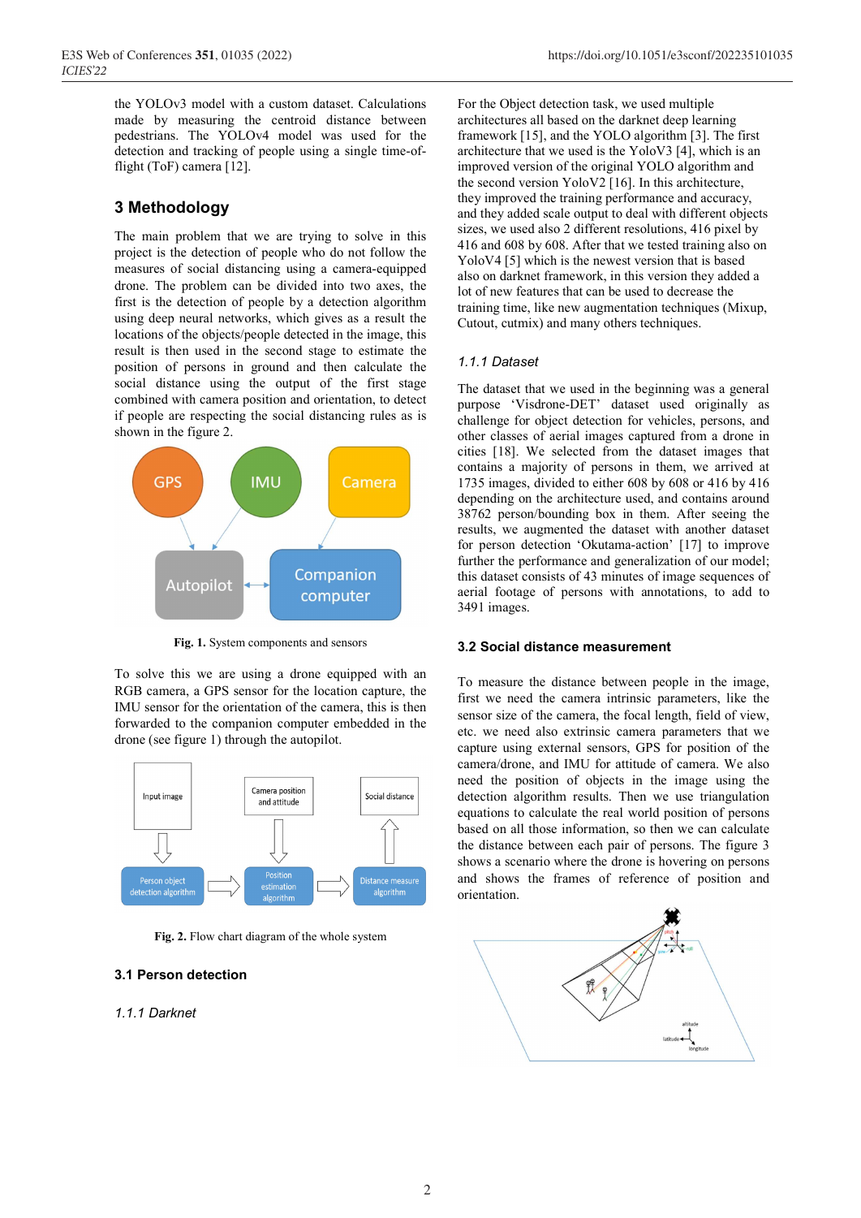the YOLOv3 model with a custom dataset. Calculations made by measuring the centroid distance between pedestrians. The YOLOv4 model was used for the detection and tracking of people using a single time-of-flight (ToF) camera [12].

## 3 Methodology

The main problem that we are trying to solve in this project is the detection of people who do not follow the measures of social distancing using a camera-equipped drone. The problem can be divided into two axes, the first is the detection of people by a detection algorithm using deep neural networks, which gives as a result the locations of the objects/people detected in the image, this result is then used in the second stage to estimate the position of persons in ground and then calculate the social distance using the output of the first stage combined with camera position and orientation, to detect if people are respecting the social distancing rules as is shown in the figure 2.

**Fig. 1.** System components and sensors

To solve this we are using a drone equipped with an RGB camera, a GPS sensor for the location capture, the IMU sensor for the orientation of the camera, this is then forwarded to the companion computer embedded in the drone (see figure 1) through the autopilot.

**Fig. 2.** Flow chart diagram of the whole system

### 3.1 Person detection

#### *1.1.1 Darknet*

For the Object detection task, we used multiple architectures all based on the darknet deep learning framework [15], and the YOLO algorithm [3]. The first architecture that we used is the YoloV3 [4], which is an improved version of the original YOLO algorithm and the second version YoloV2 [16]. In this architecture, they improved the training performance and accuracy, and they added scale output to deal with different objects sizes, we used also 2 different resolutions, 416 pixel by 416 and 608 by 608. After that we tested training also on YoloV4 [5] which is the newest version that is based also on darknet framework, in this version they added a lot of new features that can be used to decrease the training time, like new augmentation techniques (Mixup, Cutout, cutmix) and many others techniques.

#### *1.1.1 Dataset*

The dataset that we used in the beginning was a general purpose 'Visdrone-DET' dataset used originally as challenge for object detection for vehicles, persons, and other classes of aerial images captured from a drone in cities [18]. We selected from the dataset images that contains a majority of persons in them, we arrived at 1735 images, divided to either 608 by 608 or 416 by 416 depending on the architecture used, and contains around 38762 person/bounding box in them. After seeing the results, we augmented the dataset with another dataset for person detection 'Okutama-action' [17] to improve further the performance and generalization of our model; this dataset consists of 43 minutes of image sequences of aerial footage of persons with annotations, to add to 3491 images.

### 3.2 Social distance measurement

To measure the distance between people in the image, first we need the camera intrinsic parameters, like the sensor size of the camera, the focal length, field of view, etc. we need also extrinsic camera parameters that we capture using external sensors, GPS for position of the camera/drone, and IMU for attitude of camera. We also need the position of objects in the image using the detection algorithm results. Then we use triangulation equations to calculate the real world position of persons based on all those information, so then we can calculate the distance between each pair of persons. The figure 3 shows a scenario where the drone is hovering on persons and shows the frames of reference of position and orientation.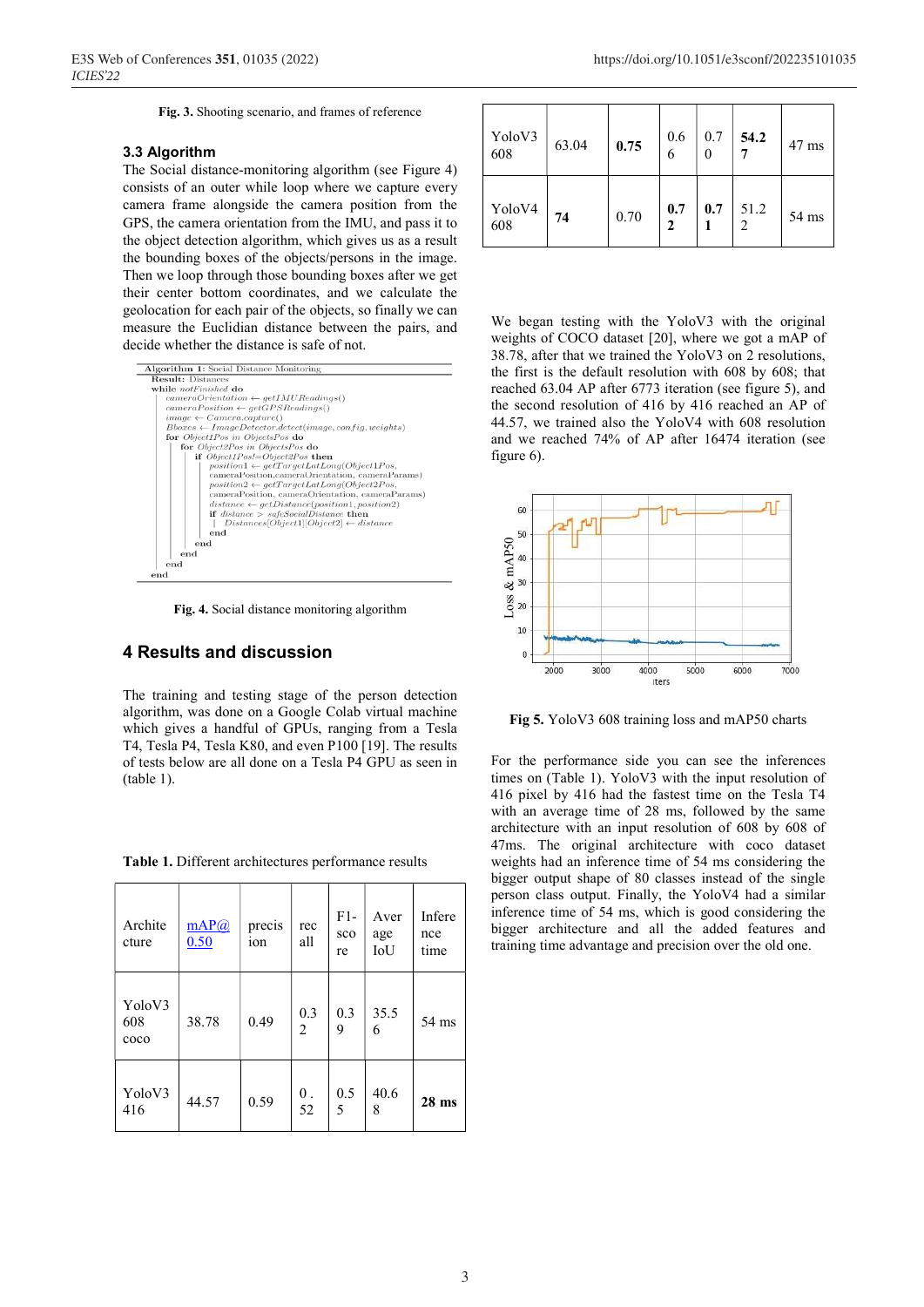**Fig. 3.** Shooting scenario, and frames of reference

### 3.3 Algorithm

The Social distance-monitoring algorithm (see Figure 4) consists of an outer while loop where we capture every camera frame alongside the camera position from the GPS, the camera orientation from the IMU, and pass it to the object detection algorithm, which gives us as a result the bounding boxes of the objects/persons in the image. Then we loop through those bounding boxes after we get their center bottom coordinates, and we calculate the geolocation for each pair of the objects, so finally we can measure the Euclidian distance between the pairs, and decide whether the distance is safe of not.

```
Algorithm 1: Social Distance Monitoring
Result: Distances
while notFinished do
    cameraOrientation ← getIMUReadings()
    cameraPosition ← getGPSReadings()
    image ← Camera.capture()
    Bboxes ← ImageDetector.detect(image, config, weights)
    for Object1Pos in ObjectsPos do
        for Object2Pos in ObjectsPos do
            if Object1Pos!=Object2Pos then
                position1 ← getTargetLatLong(Object1Pos,
                cameraPosition, cameraOrientation, cameraParams)
                position2 ← getTargetLatLong(Object2Pos,
                cameraPosition, cameraOrientation, cameraParams)
                distance ← getDistance(position1, position2)
                if distance > safeSocialDistance then
                    Distances[Object1][Object2] ← distance
                end
            end
        end
    end
end
```

**Fig. 4.** Social distance monitoring algorithm

## 4 Results and discussion

The training and testing stage of the person detection algorithm, was done on a Google Colab virtual machine which gives a handful of GPUs, ranging from a Tesla T4, Tesla P4, Tesla K80, and even P100 [19]. The results of tests below are all done on a Tesla P4 GPU as seen in (table 1).

**Table 1.** Different architectures performance results

| Architecture | mAP@0.50 | precision | recall | F1-score | Average IoU | Inference time |
|---|---|---|---|---|---|---|
| YoloV3 608 coco | 38.78 | 0.49 | 0.32 | 0.39 | 35.56 | 54 ms |
| YoloV3 416 | 44.57 | 0.59 | 0.52 | 0.55 | 40.68 | **28 ms** |
| YoloV3 608 | 63.04 | **0.75** | 0.66 | 0.70 | **54.27** | 47 ms |
| YoloV4 608 | **74** | 0.70 | **0.72** | **0.71** | 51.22 | 54 ms |

We began testing with the YoloV3 with the original weights of COCO dataset [20], where we got a mAP of 38.78, after that we trained the YoloV3 on 2 resolutions, the first is the default resolution with 608 by 608; that reached 63.04 AP after 6773 iteration (see figure 5), and the second resolution of 416 by 416 reached an AP of 44.57, we trained also the YoloV4 with 608 resolution and we reached 74% of AP after 16474 iteration (see figure 6).

**Fig 5.** YoloV3 608 training loss and mAP50 charts

For the performance side you can see the inferences times on (Table 1). YoloV3 with the input resolution of 416 pixel by 416 had the fastest time on the Tesla T4 with an average time of 28 ms, followed by the same architecture with an input resolution of 608 by 608 of 47ms. The original architecture with coco dataset weights had an inference time of 54 ms considering the bigger output shape of 80 classes instead of the single person class output. Finally, the YoloV4 had a similar inference time of 54 ms, which is good considering the bigger architecture and all the added features and training time advantage and precision over the old one.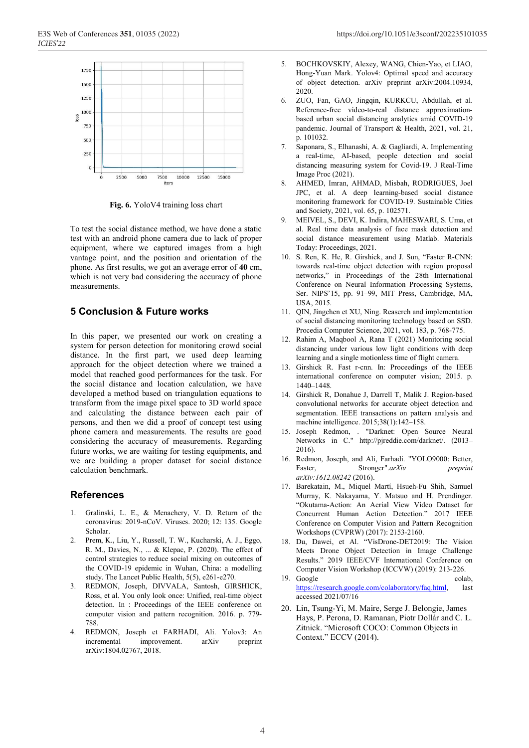1750
1500
1250
1000
750
500
250
0

loss

0 2500 5000 7500 10000 12500 15000

iters

**Fig. 6.** YoloV4 training loss chart

To test the social distance method, we have done a static test with an android phone camera due to lack of proper equipment, where we captured images from a high vantage point, and the position and orientation of the phone. As first results, we got an average error of **40** cm, which is not very bad considering the accuracy of phone measurements.

## 5 Conclusion & Future works

In this paper, we presented our work on creating a system for person detection for monitoring crowd social distance. In the first part, we used deep learning approach for the object detection where we trained a model that reached good performances for the task. For the social distance and location calculation, we have developed a method based on triangulation equations to transform from the image pixel space to 3D world space and calculating the distance between each pair of persons, and then we did a proof of concept test using phone camera and measurements. The results are good considering the accuracy of measurements. Regarding future works, we are waiting for testing equipments, and we are building a proper dataset for social distance calculation benchmark.

## References

1. Gralinski, L. E., & Menachery, V. D. Return of the coronavirus: 2019-nCoV. Viruses. 2020; 12: 135. Google Scholar.
2. Prem, K., Liu, Y., Russell, T. W., Kucharski, A. J., Eggo, R. M., Davies, N., ... & Klepac, P. (2020). The effect of control strategies to reduce social mixing on outcomes of the COVID-19 epidemic in Wuhan, China: a modelling study. The Lancet Public Health, 5(5), e261-e270.
3. REDMON, Joseph, DIVVALA, Santosh, GIRSHICK, Ross, et al. You only look once: Unified, real-time object detection. In : Proceedings of the IEEE conference on computer vision and pattern recognition. 2016. p. 779-788.
4. REDMON, Joseph et FARHADI, Ali. Yolov3: An incremental improvement. arXiv preprint arXiv:1804.02767, 2018.
5. BOCHKOVSKIY, Alexey, WANG, Chien-Yao, et LIAO, Hong-Yuan Mark. Yolov4: Optimal speed and accuracy of object detection. arXiv preprint arXiv:2004.10934, 2020.
6. ZUO, Fan, GAO, Jingqin, KURKCU, Abdullah, et al. Reference-free video-to-real distance approximation-based urban social distancing analytics amid COVID-19 pandemic. Journal of Transport & Health, 2021, vol. 21, p. 101032.
7. Saponara, S., Elhanashi, A. & Gagliardi, A. Implementing a real-time, AI-based, people detection and social distancing measuring system for Covid-19. J Real-Time Image Proc (2021).
8. AHMED, Imran, AHMAD, Misbah, RODRIGUES, Joel JPC, et al. A deep learning-based social distance monitoring framework for COVID-19. Sustainable Cities and Society, 2021, vol. 65, p. 102571.
9. MEIVEL, S., DEVI, K. Indira, MAHESWARI, S. Uma, et al. Real time data analysis of face mask detection and social distance measurement using Matlab. Materials Today: Proceedings, 2021.
10. S. Ren, K. He, R. Girshick, and J. Sun, "Faster R-CNN: towards real-time object detection with region proposal networks," in Proceedings of the 28th International Conference on Neural Information Processing Systems, Ser. NIPS'15, pp. 91–99, MIT Press, Cambridge, MA, USA, 2015.
11. QIN, Jingchen et XU, Ning. Reaserch and implementation of social distancing monitoring technology based on SSD. Procedia Computer Science, 2021, vol. 183, p. 768-775.
12. Rahim A, Maqbool A, Rana T (2021) Monitoring social distancing under various low light conditions with deep learning and a single motionless time of flight camera.
13. Girshick R. Fast r-cnn. In: Proceedings of the IEEE international conference on computer vision; 2015. p. 1440–1448.
14. Girshick R, Donahue J, Darrell T, Malik J. Region-based convolutional networks for accurate object detection and segmentation. IEEE transactions on pattern analysis and machine intelligence. 2015;38(1):142–158.
15. Joseph Redmon, . "Darknet: Open Source Neural Networks in C." http://pjreddie.com/darknet/. (2013–2016).
16. Redmon, Joseph, and Ali, Farhadi. "YOLO9000: Better, Faster, Stronger".*arXiv preprint arXiv:1612.08242* (2016).
17. Barekatain, M., Miquel Martí, Hsueh-Fu Shih, Samuel Murray, K. Nakayama, Y. Matsuo and H. Prendinger. "Okutama-Action: An Aerial View Video Dataset for Concurrent Human Action Detection." 2017 IEEE Conference on Computer Vision and Pattern Recognition Workshops (CVPRW) (2017): 2153-2160.
18. Du, Dawei, et Al. "VisDrone-DET2019: The Vision Meets Drone Object Detection in Image Challenge Results." 2019 IEEE/CVF International Conference on Computer Vision Workshop (ICCVW) (2019): 213-226.
19. Google colab, https://research.google.com/colaboratory/faq.html, last accessed 2021/07/16
20. Lin, Tsung-Yi, M. Maire, Serge J. Belongie, James Hays, P. Perona, D. Ramanan, Piotr Dollár and C. L. Zitnick. "Microsoft COCO: Common Objects in Context." ECCV (2014).